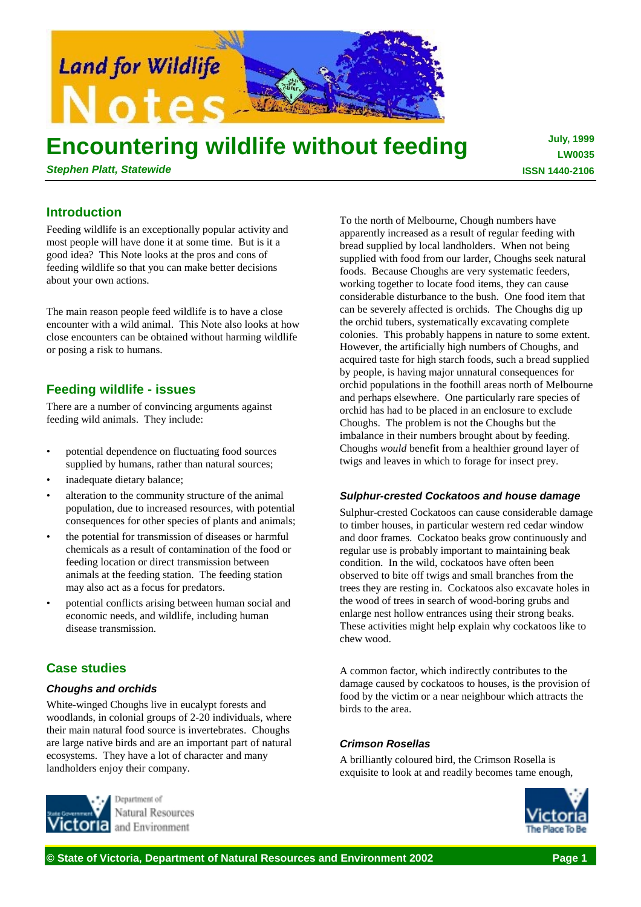# Encountering wildlife without feeding

***Stephen Platt, Statewide***

**July, 1999**
**LW0035**
**ISSN 1440-2106**

## Introduction

Feeding wildlife is an exceptionally popular activity and most people will have done it at some time. But is it a good idea? This Note looks at the pros and cons of feeding wildlife so that you can make better decisions about your own actions.

The main reason people feed wildlife is to have a close encounter with a wild animal. This Note also looks at how close encounters can be obtained without harming wildlife or posing a risk to humans.

## Feeding wildlife - issues

There are a number of convincing arguments against feeding wild animals. They include:

- potential dependence on fluctuating food sources supplied by humans, rather than natural sources;
- inadequate dietary balance;
- alteration to the community structure of the animal population, due to increased resources, with potential consequences for other species of plants and animals;
- the potential for transmission of diseases or harmful chemicals as a result of contamination of the food or feeding location or direct transmission between animals at the feeding station. The feeding station may also act as a focus for predators.
- potential conflicts arising between human social and economic needs, and wildlife, including human disease transmission.

## Case studies

### *Choughs and orchids*

White-winged Choughs live in eucalypt forests and woodlands, in colonial groups of 2-20 individuals, where their main natural food source is invertebrates. Choughs are large native birds and are an important part of natural ecosystems. They have a lot of character and many landholders enjoy their company.

To the north of Melbourne, Chough numbers have apparently increased as a result of regular feeding with bread supplied by local landholders. When not being supplied with food from our larder, Choughs seek natural foods. Because Choughs are very systematic feeders, working together to locate food items, they can cause considerable disturbance to the bush. One food item that can be severely affected is orchids. The Choughs dig up the orchid tubers, systematically excavating complete colonies. This probably happens in nature to some extent. However, the artificially high numbers of Choughs, and acquired taste for high starch foods, such a bread supplied by people, is having major unnatural consequences for orchid populations in the foothill areas north of Melbourne and perhaps elsewhere. One particularly rare species of orchid has had to be placed in an enclosure to exclude Choughs. The problem is not the Choughs but the imbalance in their numbers brought about by feeding. Choughs *would* benefit from a healthier ground layer of twigs and leaves in which to forage for insect prey.

### *Sulphur-crested Cockatoos and house damage*

Sulphur-crested Cockatoos can cause considerable damage to timber houses, in particular western red cedar window and door frames. Cockatoo beaks grow continuously and regular use is probably important to maintaining beak condition. In the wild, cockatoos have often been observed to bite off twigs and small branches from the trees they are resting in. Cockatoos also excavate holes in the wood of trees in search of wood-boring grubs and enlarge nest hollow entrances using their strong beaks. These activities might help explain why cockatoos like to chew wood.

A common factor, which indirectly contributes to the damage caused by cockatoos to houses, is the provision of food by the victim or a near neighbour which attracts the birds to the area.

### *Crimson Rosellas*

A brilliantly coloured bird, the Crimson Rosella is exquisite to look at and readily becomes tame enough,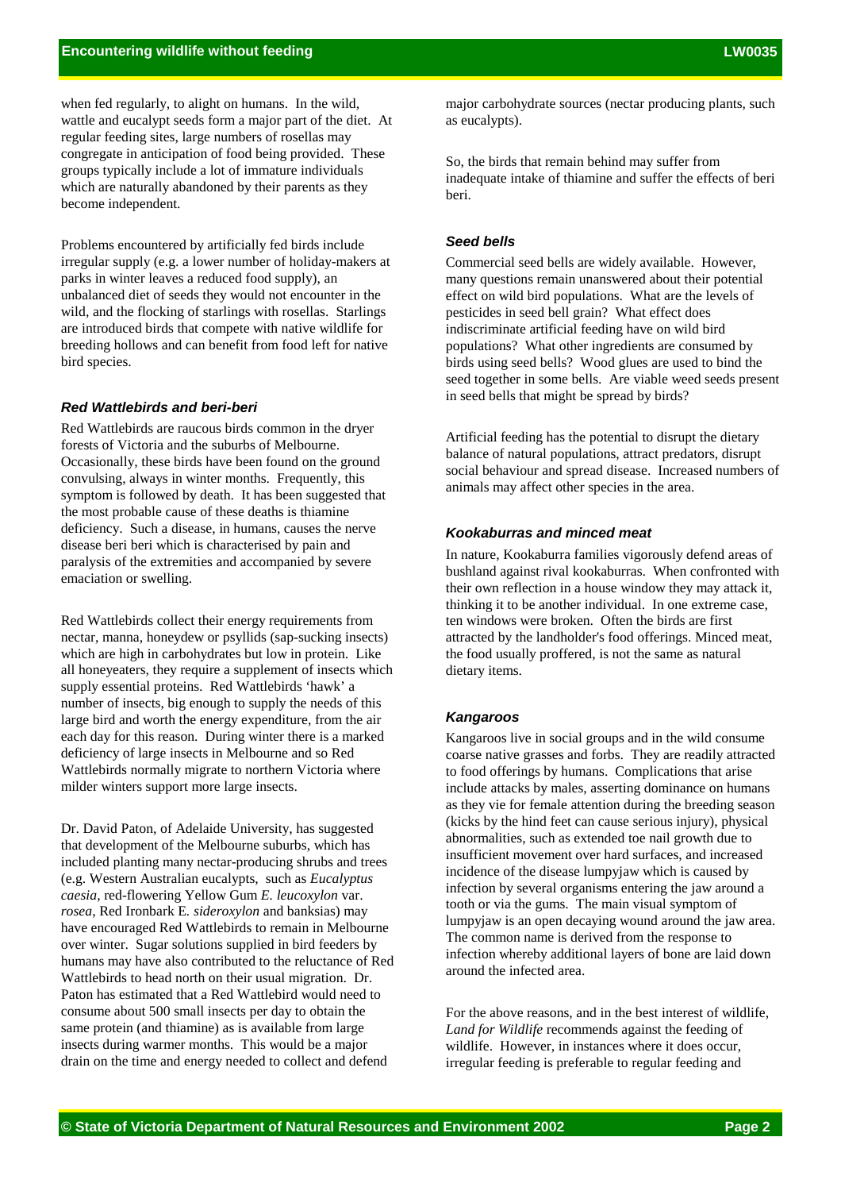when fed regularly, to alight on humans. In the wild, wattle and eucalypt seeds form a major part of the diet. At regular feeding sites, large numbers of rosellas may congregate in anticipation of food being provided. These groups typically include a lot of immature individuals which are naturally abandoned by their parents as they become independent.

Problems encountered by artificially fed birds include irregular supply (e.g. a lower number of holiday-makers at parks in winter leaves a reduced food supply), an unbalanced diet of seeds they would not encounter in the wild, and the flocking of starlings with rosellas. Starlings are introduced birds that compete with native wildlife for breeding hollows and can benefit from food left for native bird species.

### *Red Wattlebirds and beri-beri*

Red Wattlebirds are raucous birds common in the dryer forests of Victoria and the suburbs of Melbourne. Occasionally, these birds have been found on the ground convulsing, always in winter months. Frequently, this symptom is followed by death. It has been suggested that the most probable cause of these deaths is thiamine deficiency. Such a disease, in humans, causes the nerve disease beri beri which is characterised by pain and paralysis of the extremities and accompanied by severe emaciation or swelling.

Red Wattlebirds collect their energy requirements from nectar, manna, honeydew or psyllids (sap-sucking insects) which are high in carbohydrates but low in protein. Like all honeyeaters, they require a supplement of insects which supply essential proteins. Red Wattlebirds 'hawk' a number of insects, big enough to supply the needs of this large bird and worth the energy expenditure, from the air each day for this reason. During winter there is a marked deficiency of large insects in Melbourne and so Red Wattlebirds normally migrate to northern Victoria where milder winters support more large insects.

Dr. David Paton, of Adelaide University, has suggested that development of the Melbourne suburbs, which has included planting many nectar-producing shrubs and trees (e.g. Western Australian eucalypts, such as *Eucalyptus caesia*, red-flowering Yellow Gum *E. leucoxylon* var. *rosea*, Red Ironbark E. *sideroxylon* and banksias) may have encouraged Red Wattlebirds to remain in Melbourne over winter. Sugar solutions supplied in bird feeders by humans may have also contributed to the reluctance of Red Wattlebirds to head north on their usual migration. Dr. Paton has estimated that a Red Wattlebird would need to consume about 500 small insects per day to obtain the same protein (and thiamine) as is available from large insects during warmer months. This would be a major drain on the time and energy needed to collect and defend major carbohydrate sources (nectar producing plants, such as eucalypts).

So, the birds that remain behind may suffer from inadequate intake of thiamine and suffer the effects of beri beri.

### *Seed bells*

Commercial seed bells are widely available. However, many questions remain unanswered about their potential effect on wild bird populations. What are the levels of pesticides in seed bell grain? What effect does indiscriminate artificial feeding have on wild bird populations? What other ingredients are consumed by birds using seed bells? Wood glues are used to bind the seed together in some bells. Are viable weed seeds present in seed bells that might be spread by birds?

Artificial feeding has the potential to disrupt the dietary balance of natural populations, attract predators, disrupt social behaviour and spread disease. Increased numbers of animals may affect other species in the area.

### *Kookaburras and minced meat*

In nature, Kookaburra families vigorously defend areas of bushland against rival kookaburras. When confronted with their own reflection in a house window they may attack it, thinking it to be another individual. In one extreme case, ten windows were broken. Often the birds are first attracted by the landholder's food offerings. Minced meat, the food usually proffered, is not the same as natural dietary items.

### *Kangaroos*

Kangaroos live in social groups and in the wild consume coarse native grasses and forbs. They are readily attracted to food offerings by humans. Complications that arise include attacks by males, asserting dominance on humans as they vie for female attention during the breeding season (kicks by the hind feet can cause serious injury), physical abnormalities, such as extended toe nail growth due to insufficient movement over hard surfaces, and increased incidence of the disease lumpyjaw which is caused by infection by several organisms entering the jaw around a tooth or via the gums. The main visual symptom of lumpyjaw is an open decaying wound around the jaw area. The common name is derived from the response to infection whereby additional layers of bone are laid down around the infected area.

For the above reasons, and in the best interest of wildlife, *Land for Wildlife* recommends against the feeding of wildlife. However, in instances where it does occur, irregular feeding is preferable to regular feeding and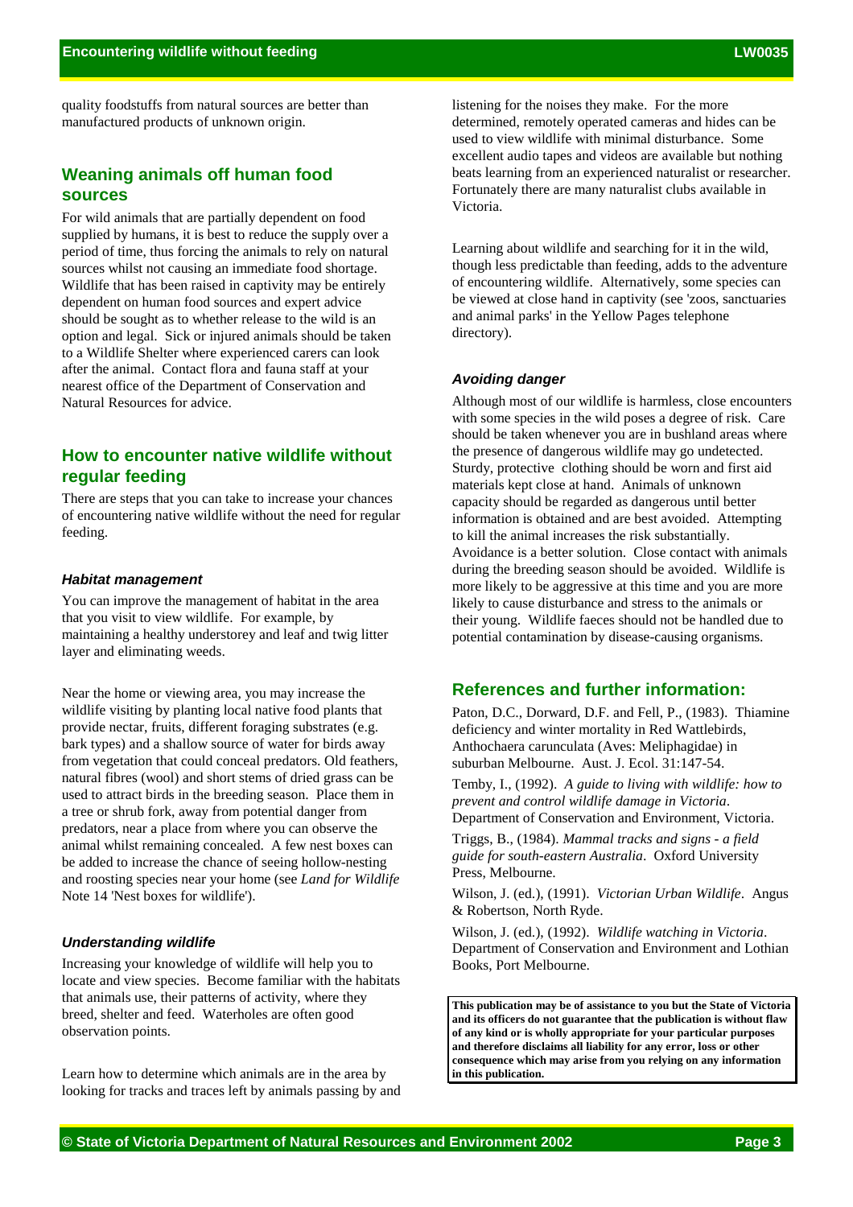quality foodstuffs from natural sources are better than manufactured products of unknown origin.

## Weaning animals off human food sources

For wild animals that are partially dependent on food supplied by humans, it is best to reduce the supply over a period of time, thus forcing the animals to rely on natural sources whilst not causing an immediate food shortage. Wildlife that has been raised in captivity may be entirely dependent on human food sources and expert advice should be sought as to whether release to the wild is an option and legal. Sick or injured animals should be taken to a Wildlife Shelter where experienced carers can look after the animal. Contact flora and fauna staff at your nearest office of the Department of Conservation and Natural Resources for advice.

## How to encounter native wildlife without regular feeding

There are steps that you can take to increase your chances of encountering native wildlife without the need for regular feeding.

### *Habitat management*

You can improve the management of habitat in the area that you visit to view wildlife. For example, by maintaining a healthy understorey and leaf and twig litter layer and eliminating weeds.

Near the home or viewing area, you may increase the wildlife visiting by planting local native food plants that provide nectar, fruits, different foraging substrates (e.g. bark types) and a shallow source of water for birds away from vegetation that could conceal predators. Old feathers, natural fibres (wool) and short stems of dried grass can be used to attract birds in the breeding season. Place them in a tree or shrub fork, away from potential danger from predators, near a place from where you can observe the animal whilst remaining concealed. A few nest boxes can be added to increase the chance of seeing hollow-nesting and roosting species near your home (see *Land for Wildlife* Note 14 'Nest boxes for wildlife').

### *Understanding wildlife*

Increasing your knowledge of wildlife will help you to locate and view species. Become familiar with the habitats that animals use, their patterns of activity, where they breed, shelter and feed. Waterholes are often good observation points.

Learn how to determine which animals are in the area by looking for tracks and traces left by animals passing by and listening for the noises they make. For the more determined, remotely operated cameras and hides can be used to view wildlife with minimal disturbance. Some excellent audio tapes and videos are available but nothing beats learning from an experienced naturalist or researcher. Fortunately there are many naturalist clubs available in Victoria.

Learning about wildlife and searching for it in the wild, though less predictable than feeding, adds to the adventure of encountering wildlife. Alternatively, some species can be viewed at close hand in captivity (see 'zoos, sanctuaries and animal parks' in the Yellow Pages telephone directory).

### *Avoiding danger*

Although most of our wildlife is harmless, close encounters with some species in the wild poses a degree of risk. Care should be taken whenever you are in bushland areas where the presence of dangerous wildlife may go undetected. Sturdy, protective clothing should be worn and first aid materials kept close at hand. Animals of unknown capacity should be regarded as dangerous until better information is obtained and are best avoided. Attempting to kill the animal increases the risk substantially. Avoidance is a better solution. Close contact with animals during the breeding season should be avoided. Wildlife is more likely to be aggressive at this time and you are more likely to cause disturbance and stress to the animals or their young. Wildlife faeces should not be handled due to potential contamination by disease-causing organisms.

## References and further information:

Paton, D.C., Dorward, D.F. and Fell, P., (1983). Thiamine deficiency and winter mortality in Red Wattlebirds, Anthochaera carunculata (Aves: Meliphagidae) in suburban Melbourne. Aust. J. Ecol. 31:147-54.

Temby, I., (1992). *A guide to living with wildlife: how to prevent and control wildlife damage in Victoria*. Department of Conservation and Environment, Victoria.

Triggs, B., (1984). *Mammal tracks and signs - a field guide for south-eastern Australia*. Oxford University Press, Melbourne.

Wilson, J. (ed.), (1991). *Victorian Urban Wildlife*. Angus & Robertson, North Ryde.

Wilson, J. (ed.), (1992). *Wildlife watching in Victoria*. Department of Conservation and Environment and Lothian Books, Port Melbourne.

**This publication may be of assistance to you but the State of Victoria and its officers do not guarantee that the publication is without flaw of any kind or is wholly appropriate for your particular purposes and therefore disclaims all liability for any error, loss or other consequence which may arise from you relying on any information in this publication.**